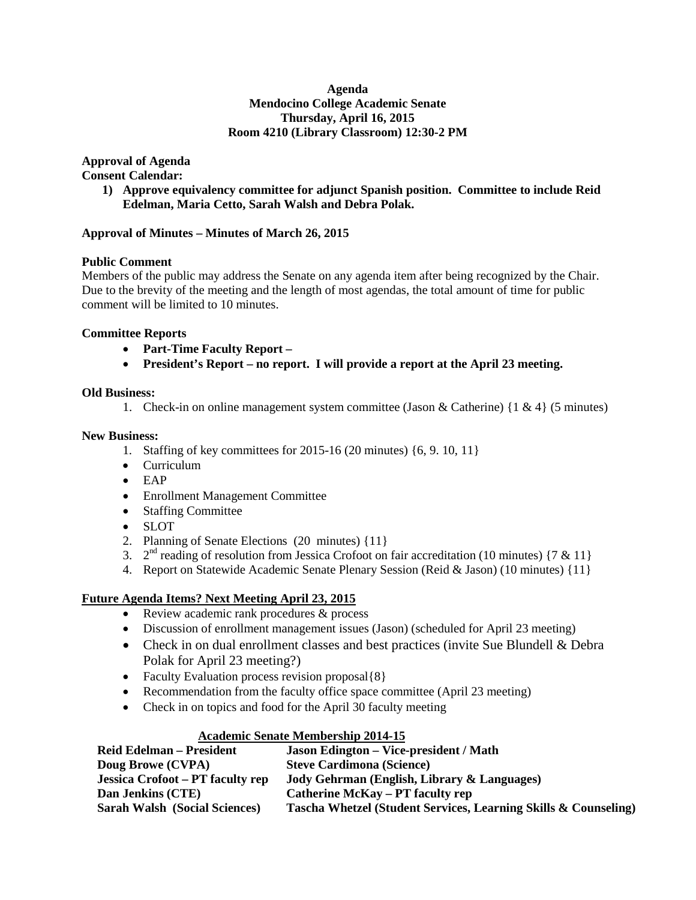**Agenda**
**Mendocino College Academic Senate**
**Thursday, April 16, 2015**
**Room 4210 (Library Classroom) 12:30-2 PM**

**Approval of Agenda**
**Consent Calendar:**

1) **Approve equivalency committee for adjunct Spanish position. Committee to include Reid Edelman, Maria Cetto, Sarah Walsh and Debra Polak.**

**Approval of Minutes – Minutes of March 26, 2015**

**Public Comment**
Members of the public may address the Senate on any agenda item after being recognized by the Chair. Due to the brevity of the meeting and the length of most agendas, the total amount of time for public comment will be limited to 10 minutes.

**Committee Reports**

- **Part-Time Faculty Report –**
- **President's Report – no report. I will provide a report at the April 23 meeting.**

**Old Business:**

1. Check-in on online management system committee (Jason & Catherine) {1 & 4} (5 minutes)

**New Business:**

1. Staffing of key committees for 2015-16 (20 minutes) {6, 9. 10, 11}
   - Curriculum
   - EAP
   - Enrollment Management Committee
   - Staffing Committee
   - SLOT
2. Planning of Senate Elections (20 minutes) {11}
3. 2nd reading of resolution from Jessica Crofoot on fair accreditation (10 minutes) {7 & 11}
4. Report on Statewide Academic Senate Plenary Session (Reid & Jason) (10 minutes) {11}

**Future Agenda Items? Next Meeting April 23, 2015**

- Review academic rank procedures & process
- Discussion of enrollment management issues (Jason) (scheduled for April 23 meeting)
- Check in on dual enrollment classes and best practices (invite Sue Blundell & Debra Polak for April 23 meeting?)
- Faculty Evaluation process revision proposal{8}
- Recommendation from the faculty office space committee (April 23 meeting)
- Check in on topics and food for the April 30 faculty meeting

**Academic Senate Membership 2014-15**

| | |
|---|---|
| **Reid Edelman – President** | **Jason Edington – Vice-president / Math** |
| **Doug Browe (CVPA)** | **Steve Cardimona (Science)** |
| **Jessica Crofoot – PT faculty rep** | **Jody Gehrman (English, Library & Languages)** |
| **Dan Jenkins (CTE)** | **Catherine McKay – PT faculty rep** |
| **Sarah Walsh (Social Sciences)** | **Tascha Whetzel (Student Services, Learning Skills & Counseling)** |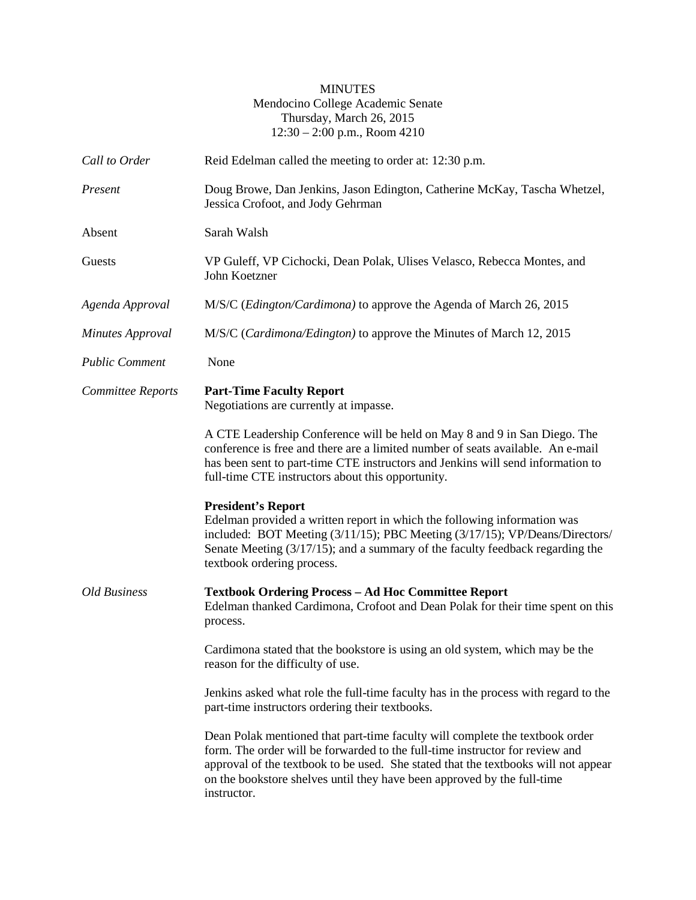MINUTES
Mendocino College Academic Senate
Thursday, March 26, 2015
12:30 – 2:00 p.m., Room 4210

*Call to Order* Reid Edelman called the meeting to order at: 12:30 p.m.

*Present* Doug Browe, Dan Jenkins, Jason Edington, Catherine McKay, Tascha Whetzel, Jessica Crofoot, and Jody Gehrman

Absent Sarah Walsh

Guests VP Guleff, VP Cichocki, Dean Polak, Ulises Velasco, Rebecca Montes, and John Koetzner

*Agenda Approval* M/S/C (*Edington/Cardimona)* to approve the Agenda of March 26, 2015

*Minutes Approval* M/S/C (*Cardimona/Edington)* to approve the Minutes of March 12, 2015

*Public Comment* None

*Committee Reports*

**Part-Time Faculty Report**
Negotiations are currently at impasse.

A CTE Leadership Conference will be held on May 8 and 9 in San Diego. The conference is free and there are a limited number of seats available. An e-mail has been sent to part-time CTE instructors and Jenkins will send information to full-time CTE instructors about this opportunity.

**President's Report**
Edelman provided a written report in which the following information was included: BOT Meeting (3/11/15); PBC Meeting (3/17/15); VP/Deans/Directors/ Senate Meeting (3/17/15); and a summary of the faculty feedback regarding the textbook ordering process.

*Old Business*

**Textbook Ordering Process – Ad Hoc Committee Report**
Edelman thanked Cardimona, Crofoot and Dean Polak for their time spent on this process.

Cardimona stated that the bookstore is using an old system, which may be the reason for the difficulty of use.

Jenkins asked what role the full-time faculty has in the process with regard to the part-time instructors ordering their textbooks.

Dean Polak mentioned that part-time faculty will complete the textbook order form. The order will be forwarded to the full-time instructor for review and approval of the textbook to be used. She stated that the textbooks will not appear on the bookstore shelves until they have been approved by the full-time instructor.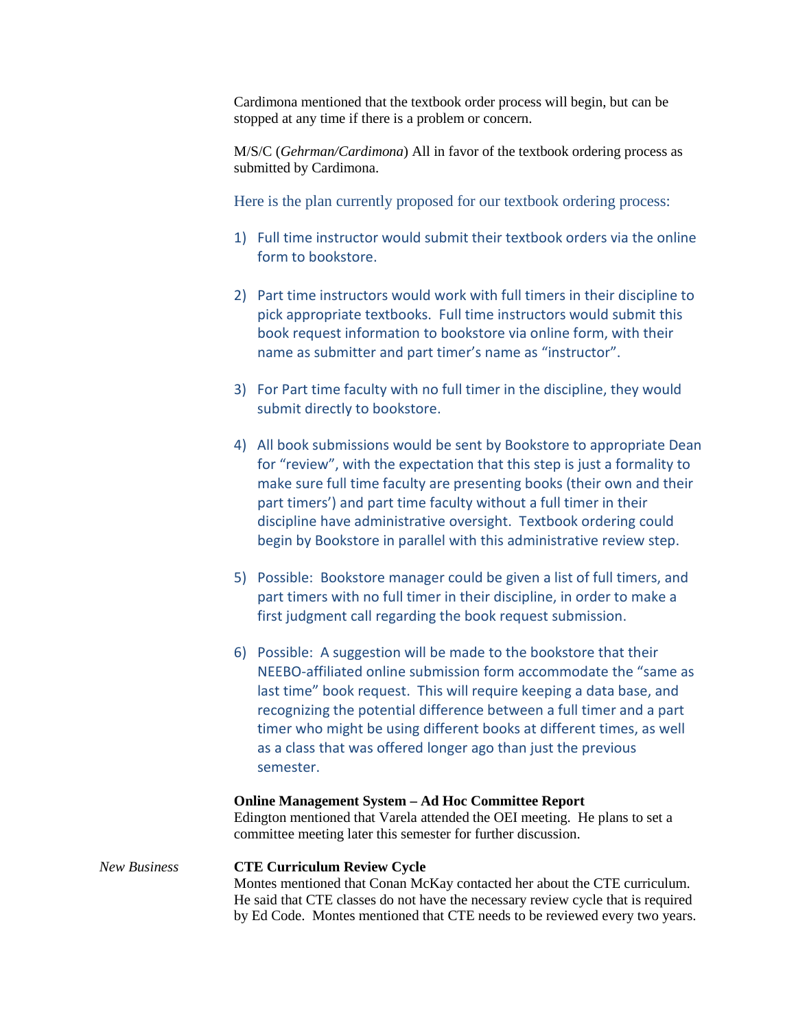Cardimona mentioned that the textbook order process will begin, but can be stopped at any time if there is a problem or concern.

M/S/C (*Gehrman/Cardimona*) All in favor of the textbook ordering process as submitted by Cardimona.

Here is the plan currently proposed for our textbook ordering process:

1) Full time instructor would submit their textbook orders via the online form to bookstore.

2) Part time instructors would work with full timers in their discipline to pick appropriate textbooks. Full time instructors would submit this book request information to bookstore via online form, with their name as submitter and part timer's name as "instructor".

3) For Part time faculty with no full timer in the discipline, they would submit directly to bookstore.

4) All book submissions would be sent by Bookstore to appropriate Dean for "review", with the expectation that this step is just a formality to make sure full time faculty are presenting books (their own and their part timers') and part time faculty without a full timer in their discipline have administrative oversight. Textbook ordering could begin by Bookstore in parallel with this administrative review step.

5) Possible: Bookstore manager could be given a list of full timers, and part timers with no full timer in their discipline, in order to make a first judgment call regarding the book request submission.

6) Possible: A suggestion will be made to the bookstore that their NEEBO-affiliated online submission form accommodate the "same as last time" book request. This will require keeping a data base, and recognizing the potential difference between a full timer and a part timer who might be using different books at different times, as well as a class that was offered longer ago than just the previous semester.

**Online Management System – Ad Hoc Committee Report**
Edington mentioned that Varela attended the OEI meeting. He plans to set a committee meeting later this semester for further discussion.

*New Business*

**CTE Curriculum Review Cycle**
Montes mentioned that Conan McKay contacted her about the CTE curriculum. He said that CTE classes do not have the necessary review cycle that is required by Ed Code. Montes mentioned that CTE needs to be reviewed every two years.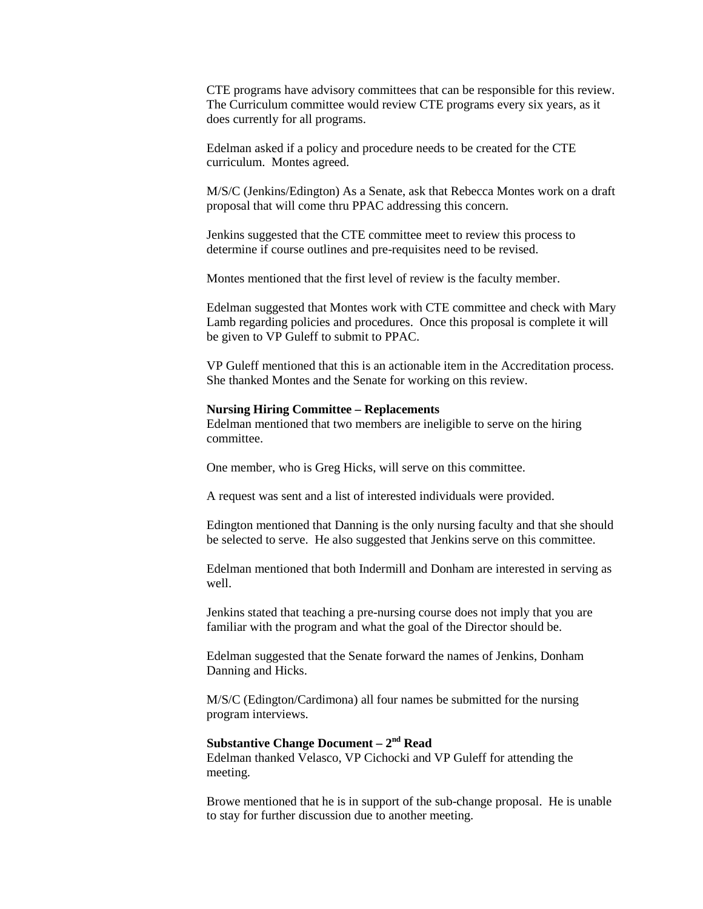CTE programs have advisory committees that can be responsible for this review. The Curriculum committee would review CTE programs every six years, as it does currently for all programs.

Edelman asked if a policy and procedure needs to be created for the CTE curriculum. Montes agreed.

M/S/C (Jenkins/Edington) As a Senate, ask that Rebecca Montes work on a draft proposal that will come thru PPAC addressing this concern.

Jenkins suggested that the CTE committee meet to review this process to determine if course outlines and pre-requisites need to be revised.

Montes mentioned that the first level of review is the faculty member.

Edelman suggested that Montes work with CTE committee and check with Mary Lamb regarding policies and procedures. Once this proposal is complete it will be given to VP Guleff to submit to PPAC.

VP Guleff mentioned that this is an actionable item in the Accreditation process. She thanked Montes and the Senate for working on this review.

**Nursing Hiring Committee – Replacements**
Edelman mentioned that two members are ineligible to serve on the hiring committee.

One member, who is Greg Hicks, will serve on this committee.

A request was sent and a list of interested individuals were provided.

Edington mentioned that Danning is the only nursing faculty and that she should be selected to serve. He also suggested that Jenkins serve on this committee.

Edelman mentioned that both Indermill and Donham are interested in serving as well.

Jenkins stated that teaching a pre-nursing course does not imply that you are familiar with the program and what the goal of the Director should be.

Edelman suggested that the Senate forward the names of Jenkins, Donham Danning and Hicks.

M/S/C (Edington/Cardimona) all four names be submitted for the nursing program interviews.

**Substantive Change Document – 2nd Read**
Edelman thanked Velasco, VP Cichocki and VP Guleff for attending the meeting.

Browe mentioned that he is in support of the sub-change proposal. He is unable to stay for further discussion due to another meeting.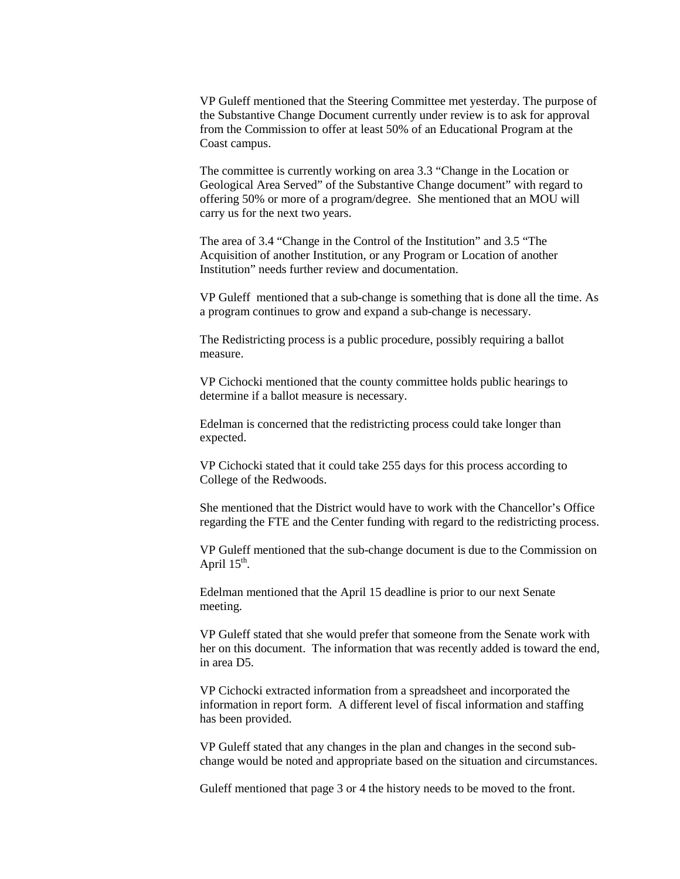VP Guleff mentioned that the Steering Committee met yesterday. The purpose of the Substantive Change Document currently under review is to ask for approval from the Commission to offer at least 50% of an Educational Program at the Coast campus.

The committee is currently working on area 3.3 "Change in the Location or Geological Area Served" of the Substantive Change document" with regard to offering 50% or more of a program/degree. She mentioned that an MOU will carry us for the next two years.

The area of 3.4 "Change in the Control of the Institution" and 3.5 "The Acquisition of another Institution, or any Program or Location of another Institution" needs further review and documentation.

VP Guleff mentioned that a sub-change is something that is done all the time. As a program continues to grow and expand a sub-change is necessary.

The Redistricting process is a public procedure, possibly requiring a ballot measure.

VP Cichocki mentioned that the county committee holds public hearings to determine if a ballot measure is necessary.

Edelman is concerned that the redistricting process could take longer than expected.

VP Cichocki stated that it could take 255 days for this process according to College of the Redwoods.

She mentioned that the District would have to work with the Chancellor's Office regarding the FTE and the Center funding with regard to the redistricting process.

VP Guleff mentioned that the sub-change document is due to the Commission on April 15th.

Edelman mentioned that the April 15 deadline is prior to our next Senate meeting.

VP Guleff stated that she would prefer that someone from the Senate work with her on this document. The information that was recently added is toward the end, in area D5.

VP Cichocki extracted information from a spreadsheet and incorporated the information in report form. A different level of fiscal information and staffing has been provided.

VP Guleff stated that any changes in the plan and changes in the second sub-change would be noted and appropriate based on the situation and circumstances.

Guleff mentioned that page 3 or 4 the history needs to be moved to the front.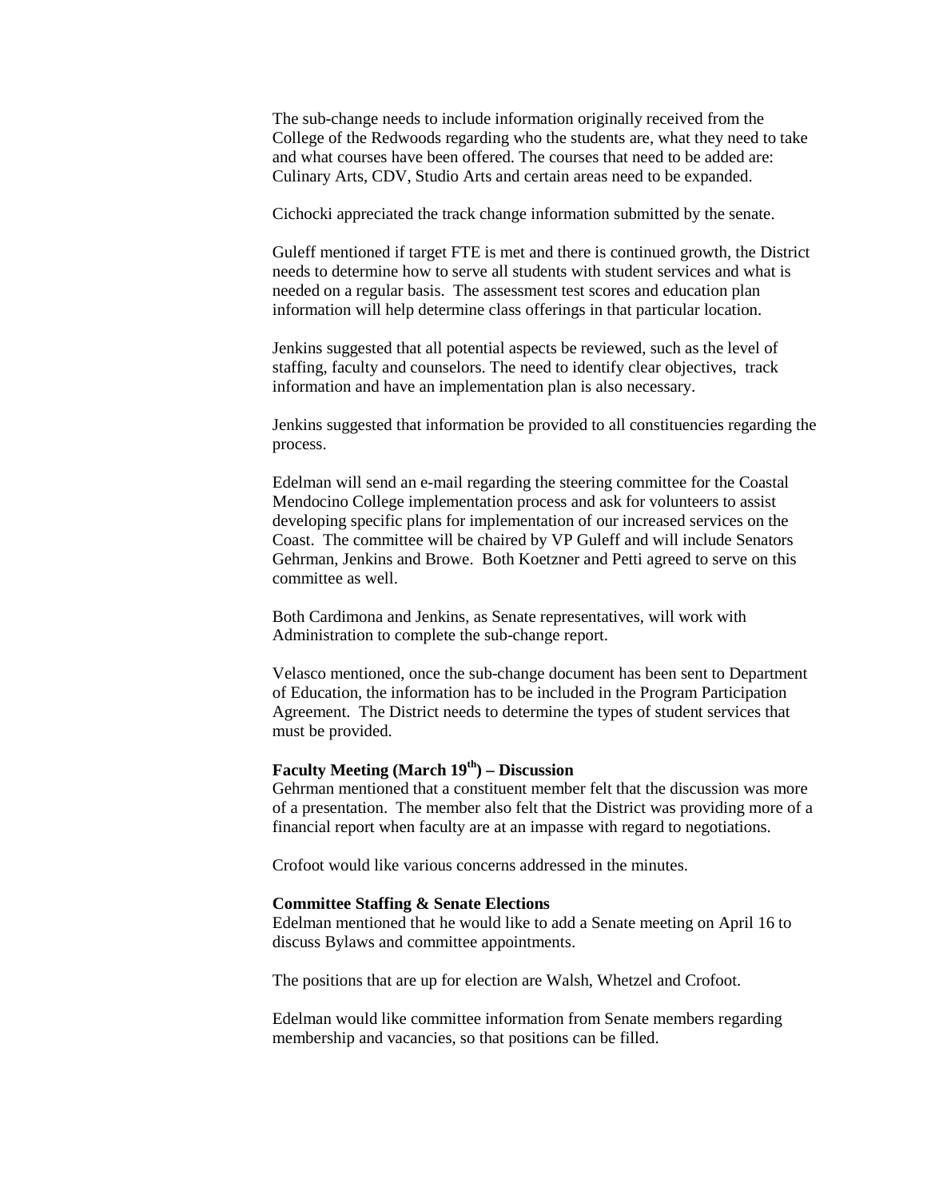The sub-change needs to include information originally received from the College of the Redwoods regarding who the students are, what they need to take and what courses have been offered. The courses that need to be added are: Culinary Arts, CDV, Studio Arts and certain areas need to be expanded.

Cichocki appreciated the track change information submitted by the senate.

Guleff mentioned if target FTE is met and there is continued growth, the District needs to determine how to serve all students with student services and what is needed on a regular basis. The assessment test scores and education plan information will help determine class offerings in that particular location.

Jenkins suggested that all potential aspects be reviewed, such as the level of staffing, faculty and counselors. The need to identify clear objectives, track information and have an implementation plan is also necessary.

Jenkins suggested that information be provided to all constituencies regarding the process.

Edelman will send an e-mail regarding the steering committee for the Coastal Mendocino College implementation process and ask for volunteers to assist developing specific plans for implementation of our increased services on the Coast. The committee will be chaired by VP Guleff and will include Senators Gehrman, Jenkins and Browe. Both Koetzner and Petti agreed to serve on this committee as well.

Both Cardimona and Jenkins, as Senate representatives, will work with Administration to complete the sub-change report.

Velasco mentioned, once the sub-change document has been sent to Department of Education, the information has to be included in the Program Participation Agreement. The District needs to determine the types of student services that must be provided.

**Faculty Meeting (March 19th) – Discussion**

Gehrman mentioned that a constituent member felt that the discussion was more of a presentation. The member also felt that the District was providing more of a financial report when faculty are at an impasse with regard to negotiations.

Crofoot would like various concerns addressed in the minutes.

**Committee Staffing & Senate Elections**

Edelman mentioned that he would like to add a Senate meeting on April 16 to discuss Bylaws and committee appointments.

The positions that are up for election are Walsh, Whetzel and Crofoot.

Edelman would like committee information from Senate members regarding membership and vacancies, so that positions can be filled.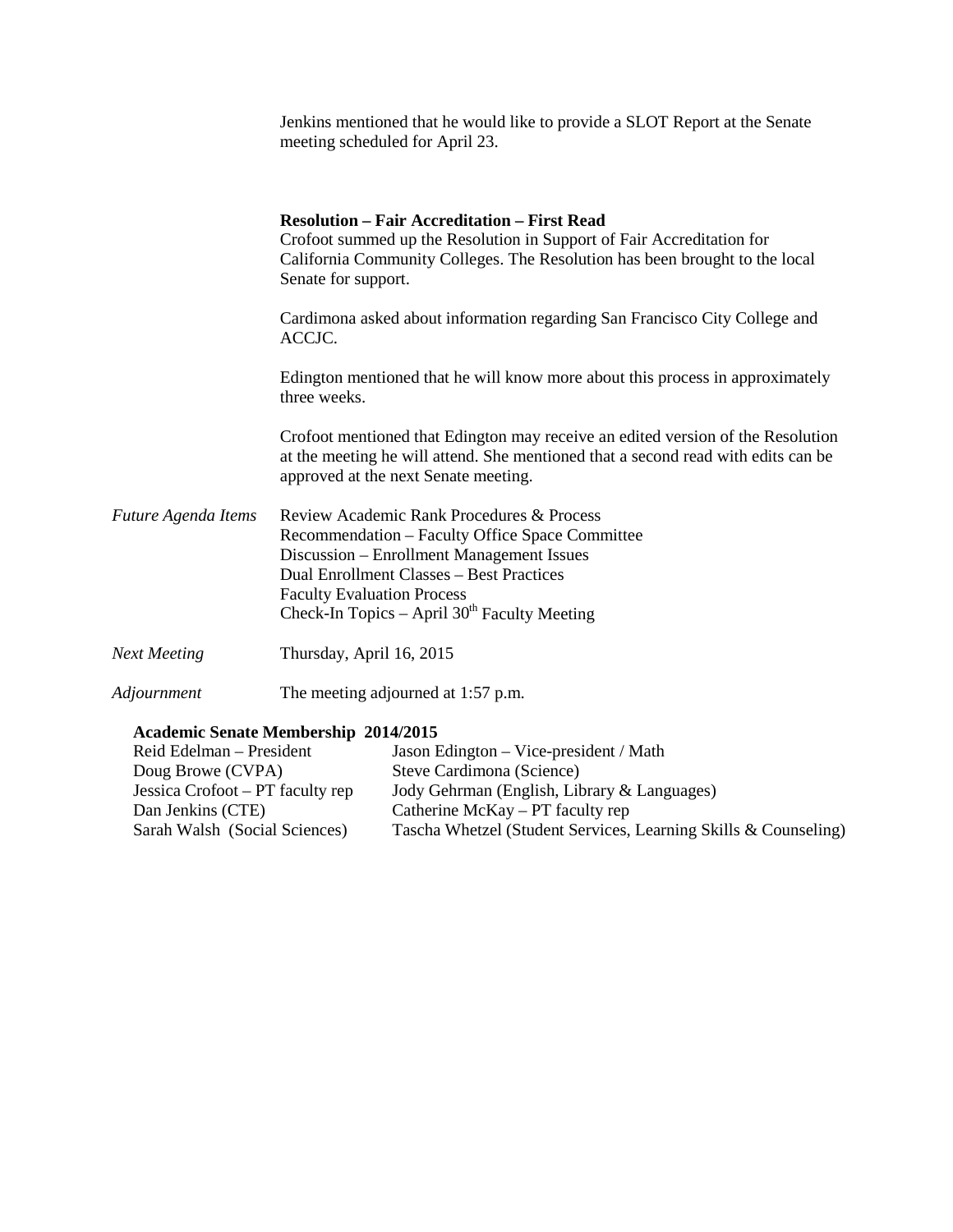Jenkins mentioned that he would like to provide a SLOT Report at the Senate meeting scheduled for April 23.

**Resolution – Fair Accreditation – First Read**

Crofoot summed up the Resolution in Support of Fair Accreditation for California Community Colleges. The Resolution has been brought to the local Senate for support.

Cardimona asked about information regarding San Francisco City College and ACCJC.

Edington mentioned that he will know more about this process in approximately three weeks.

Crofoot mentioned that Edington may receive an edited version of the Resolution at the meeting he will attend. She mentioned that a second read with edits can be approved at the next Senate meeting.

*Future Agenda Items*

Review Academic Rank Procedures & Process
Recommendation – Faculty Office Space Committee
Discussion – Enrollment Management Issues
Dual Enrollment Classes – Best Practices
Faculty Evaluation Process
Check-In Topics – April 30th Faculty Meeting

*Next Meeting* Thursday, April 16, 2015

*Adjournment* The meeting adjourned at 1:57 p.m.

**Academic Senate Membership 2014/2015**

| | |
|---|---|
| Reid Edelman – President | Jason Edington – Vice-president / Math |
| Doug Browe (CVPA) | Steve Cardimona (Science) |
| Jessica Crofoot – PT faculty rep | Jody Gehrman (English, Library & Languages) |
| Dan Jenkins (CTE) | Catherine McKay – PT faculty rep |
| Sarah Walsh (Social Sciences) | Tascha Whetzel (Student Services, Learning Skills & Counseling) |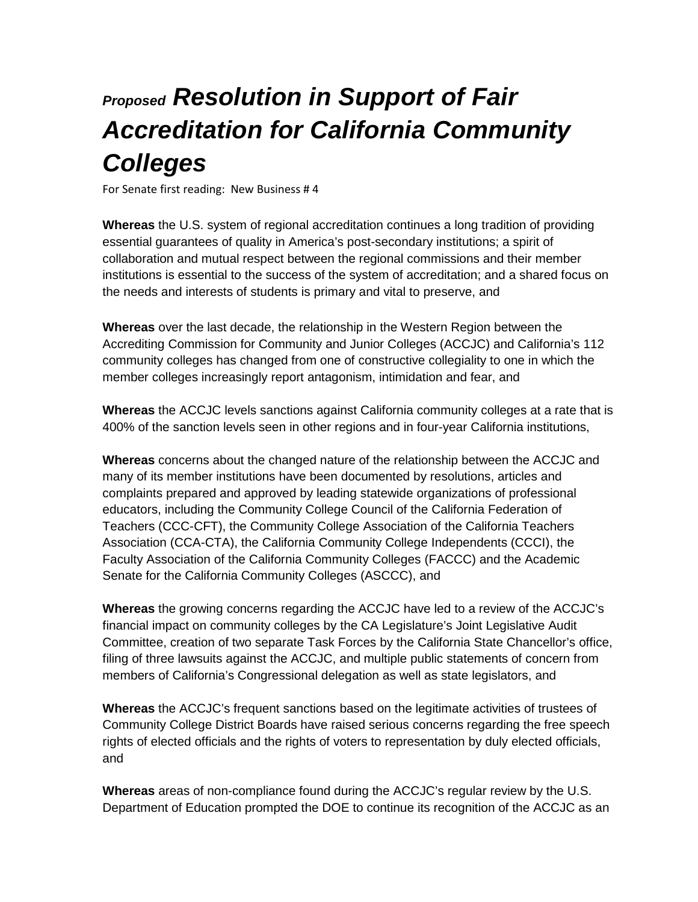# *Proposed* ***Resolution in Support of Fair Accreditation for California Community Colleges***

For Senate first reading: New Business # 4

**Whereas** the U.S. system of regional accreditation continues a long tradition of providing essential guarantees of quality in America's post-secondary institutions; a spirit of collaboration and mutual respect between the regional commissions and their member institutions is essential to the success of the system of accreditation; and a shared focus on the needs and interests of students is primary and vital to preserve, and

**Whereas** over the last decade, the relationship in the Western Region between the Accrediting Commission for Community and Junior Colleges (ACCJC) and California's 112 community colleges has changed from one of constructive collegiality to one in which the member colleges increasingly report antagonism, intimidation and fear, and

**Whereas** the ACCJC levels sanctions against California community colleges at a rate that is 400% of the sanction levels seen in other regions and in four-year California institutions,

**Whereas** concerns about the changed nature of the relationship between the ACCJC and many of its member institutions have been documented by resolutions, articles and complaints prepared and approved by leading statewide organizations of professional educators, including the Community College Council of the California Federation of Teachers (CCC-CFT), the Community College Association of the California Teachers Association (CCA-CTA), the California Community College Independents (CCCI), the Faculty Association of the California Community Colleges (FACCC) and the Academic Senate for the California Community Colleges (ASCCC), and

**Whereas** the growing concerns regarding the ACCJC have led to a review of the ACCJC's financial impact on community colleges by the CA Legislature's Joint Legislative Audit Committee, creation of two separate Task Forces by the California State Chancellor's office, filing of three lawsuits against the ACCJC, and multiple public statements of concern from members of California's Congressional delegation as well as state legislators, and

**Whereas** the ACCJC's frequent sanctions based on the legitimate activities of trustees of Community College District Boards have raised serious concerns regarding the free speech rights of elected officials and the rights of voters to representation by duly elected officials, and

**Whereas** areas of non-compliance found during the ACCJC's regular review by the U.S. Department of Education prompted the DOE to continue its recognition of the ACCJC as an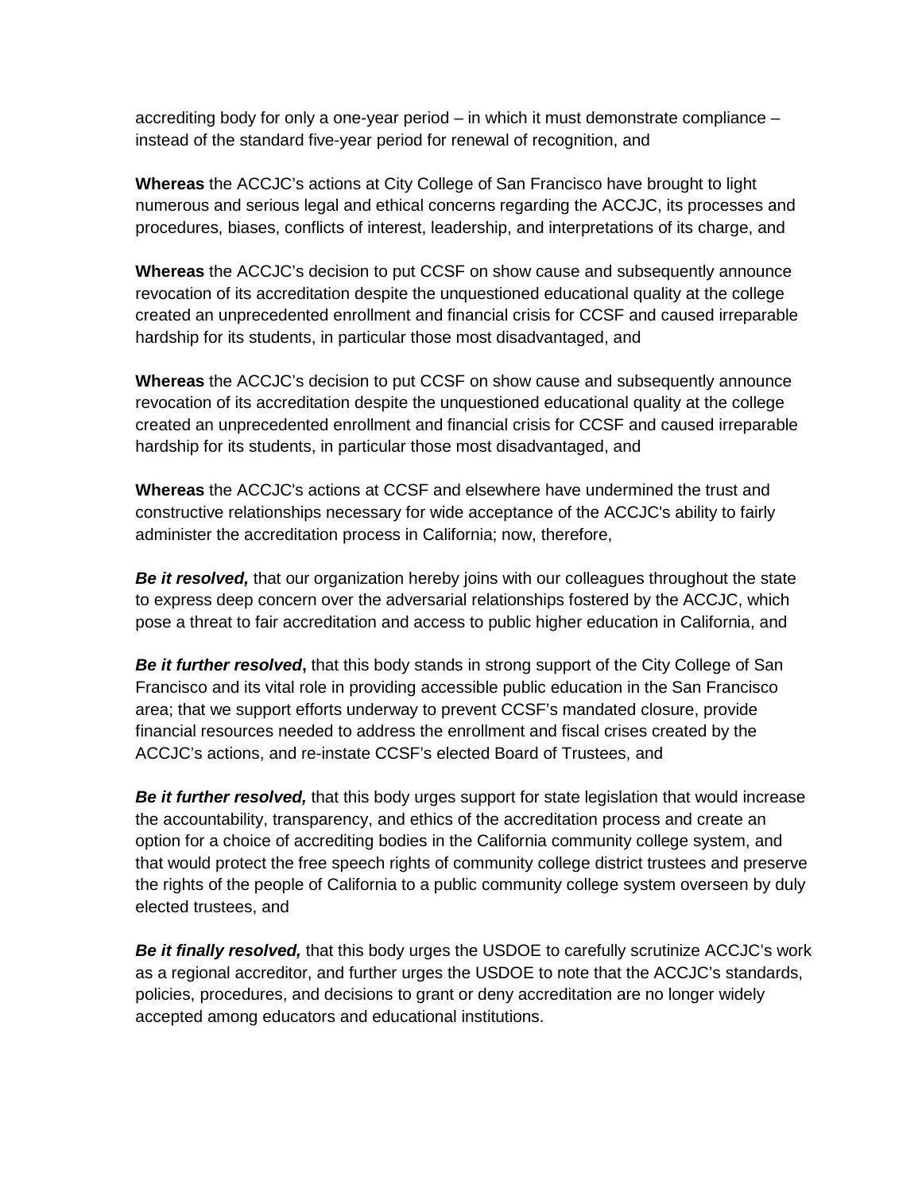accrediting body for only a one-year period – in which it must demonstrate compliance – instead of the standard five-year period for renewal of recognition, and

**Whereas** the ACCJC's actions at City College of San Francisco have brought to light numerous and serious legal and ethical concerns regarding the ACCJC, its processes and procedures, biases, conflicts of interest, leadership, and interpretations of its charge, and

**Whereas** the ACCJC's decision to put CCSF on show cause and subsequently announce revocation of its accreditation despite the unquestioned educational quality at the college created an unprecedented enrollment and financial crisis for CCSF and caused irreparable hardship for its students, in particular those most disadvantaged, and

**Whereas** the ACCJC's decision to put CCSF on show cause and subsequently announce revocation of its accreditation despite the unquestioned educational quality at the college created an unprecedented enrollment and financial crisis for CCSF and caused irreparable hardship for its students, in particular those most disadvantaged, and

**Whereas** the ACCJC's actions at CCSF and elsewhere have undermined the trust and constructive relationships necessary for wide acceptance of the ACCJC's ability to fairly administer the accreditation process in California; now, therefore,

***Be it resolved,*** that our organization hereby joins with our colleagues throughout the state to express deep concern over the adversarial relationships fostered by the ACCJC, which pose a threat to fair accreditation and access to public higher education in California, and

***Be it further resolved*****,** that this body stands in strong support of the City College of San Francisco and its vital role in providing accessible public education in the San Francisco area; that we support efforts underway to prevent CCSF's mandated closure, provide financial resources needed to address the enrollment and fiscal crises created by the ACCJC's actions, and re-instate CCSF's elected Board of Trustees, and

***Be it further resolved,*** that this body urges support for state legislation that would increase the accountability, transparency, and ethics of the accreditation process and create an option for a choice of accrediting bodies in the California community college system, and that would protect the free speech rights of community college district trustees and preserve the rights of the people of California to a public community college system overseen by duly elected trustees, and

***Be it finally resolved,*** that this body urges the USDOE to carefully scrutinize ACCJC's work as a regional accreditor, and further urges the USDOE to note that the ACCJC's standards, policies, procedures, and decisions to grant or deny accreditation are no longer widely accepted among educators and educational institutions.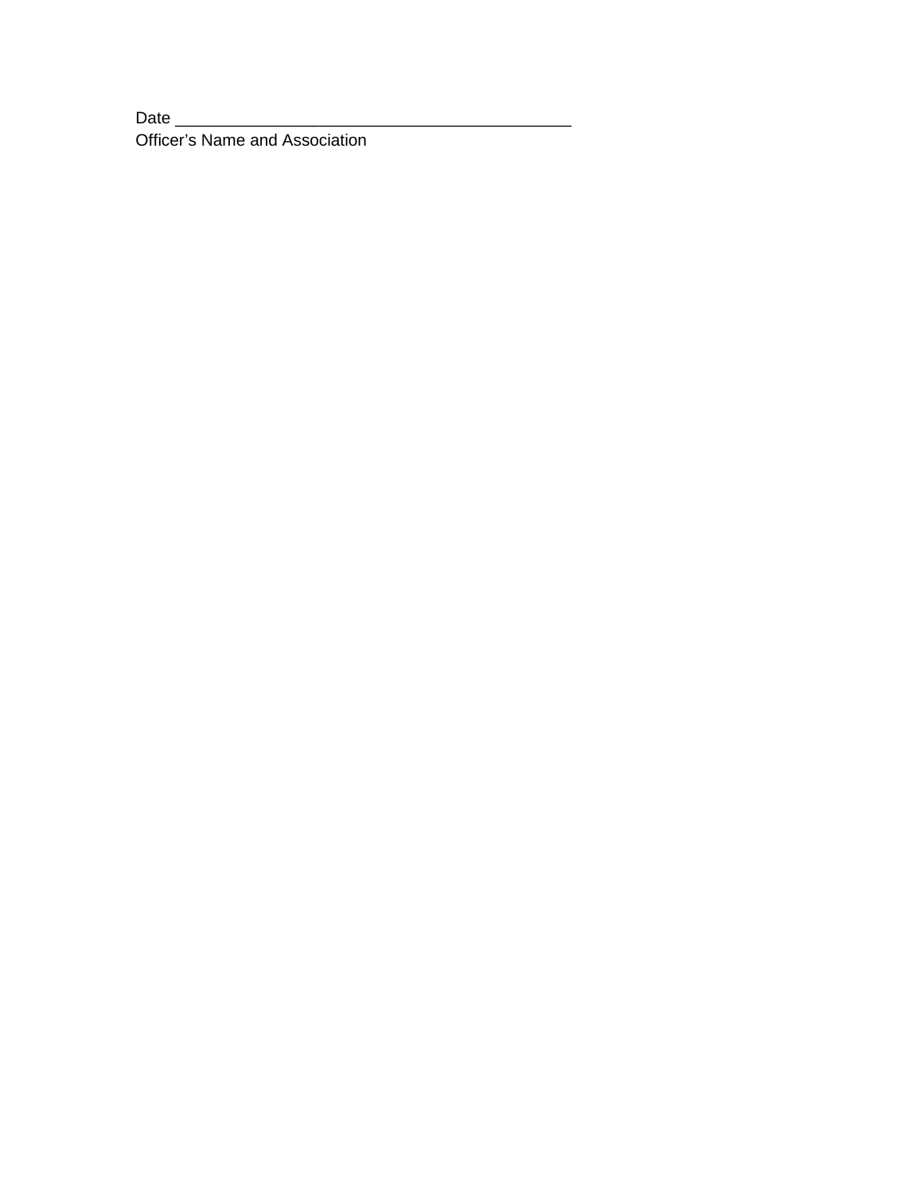Date ___________________________________________
Officer's Name and Association